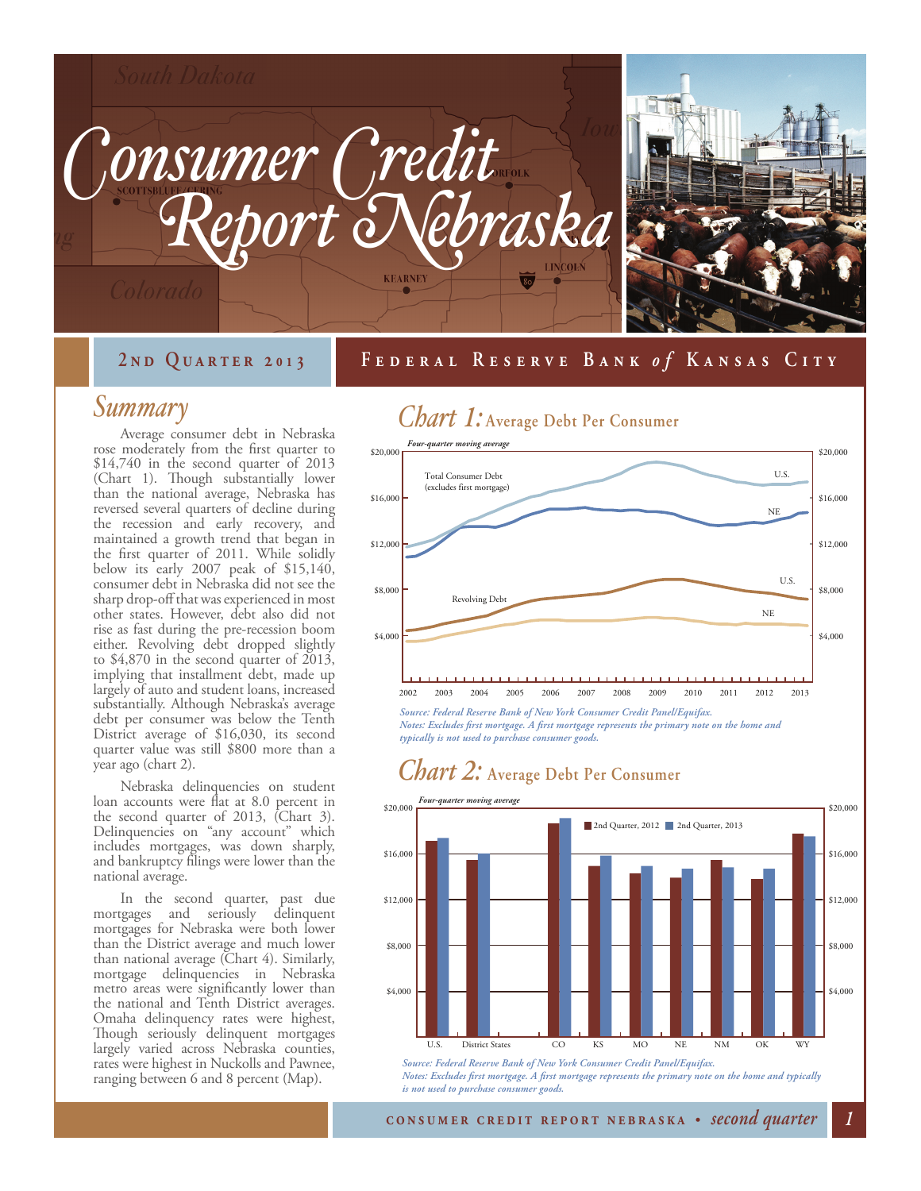# Consumer Credit Report Nebraska

**2nd Quarter 2013** — **Federal Reserve Bank of Kansas City**

## Summary

Average consumer debt in Nebraska rose moderately from the first quarter to $14,740 in the second quarter of 2013 (Chart 1). Though substantially lower than the national average, Nebraska has reversed several quarters of decline during the recession and early recovery, and maintained a growth trend that began in the first quarter of 2011. While solidly below its early 2007 peak of $15,140, consumer debt in Nebraska did not see the sharp drop-off that was experienced in most other states. However, debt also did not rise as fast during the pre-recession boom either. Revolving debt dropped slightly to $4,870 in the second quarter of 2013, implying that installment debt, made up largely of auto and student loans, increased substantially. Although Nebraska's average debt per consumer was below the Tenth District average of $16,030, its second quarter value was still $800 more than a year ago (chart 2).

Nebraska delinquencies on student loan accounts were flat at 8.0 percent in the second quarter of 2013, (Chart 3). Delinquencies on "any account" which includes mortgages, was down sharply, and bankruptcy filings were lower than the national average.

In the second quarter, past due mortgages and seriously delinquent mortgages for Nebraska were both lower than the District average and much lower than national average (Chart 4). Similarly, mortgage delinquencies in Nebraska metro areas were significantly lower than the national and Tenth District averages. Omaha delinquency rates were highest, Though seriously delinquent mortgages largely varied across Nebraska counties, rates were highest in Nuckolls and Pawnee, ranging between 6 and 8 percent (Map).

## Chart 1: Average Debt Per Consumer

*Four-quarter moving average*

Total Consumer Debt (excludes first mortgage): U.S., NE
Revolving Debt: U.S., NE

*Source: Federal Reserve Bank of New York Consumer Credit Panel/Equifax.*
*Notes: Excludes first mortgage. A first mortgage represents the primary note on the home and typically is not used to purchase consumer goods.*

## Chart 2: Average Debt Per Consumer

*Four-quarter moving average*

2nd Quarter, 2012 / 2nd Quarter, 2013 — U.S., District States, CO, KS, MO, NE, NM, OK, WY

*Source: Federal Reserve Bank of New York Consumer Credit Panel/Equifax.*
*Notes: Excludes first mortgage. A first mortgage represents the primary note on the home and typically is not used to purchase consumer goods.*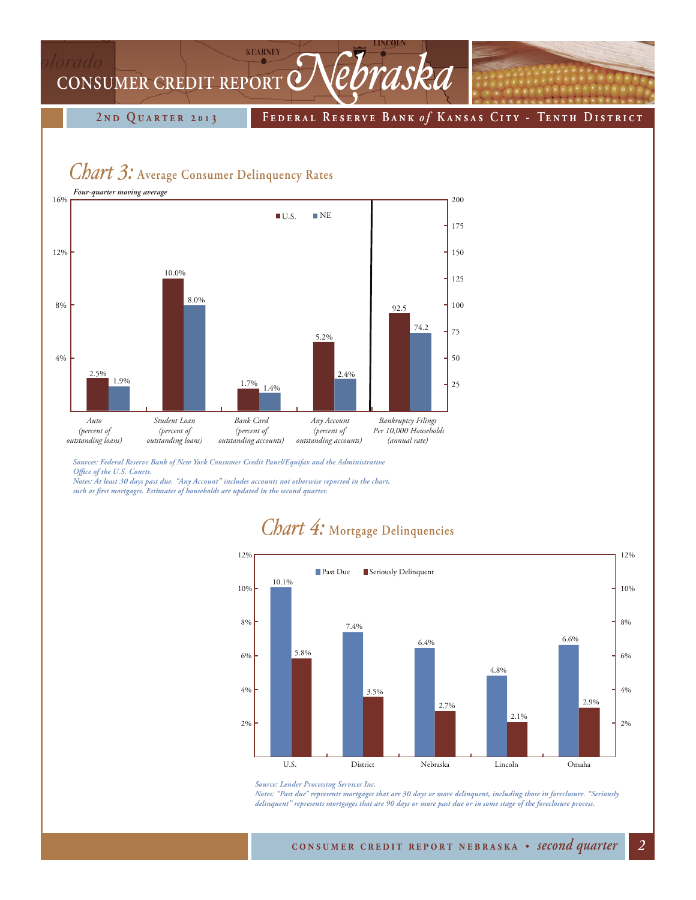## Chart 3: Average Consumer Delinquency Rates

*Four-quarter moving average*

| | U.S. | NE |
|---|---|---|
| Auto (percent of outstanding loans) | 2.5% | 1.9% |
| Student Loan (percent of outstanding loans) | 10.0% | 8.0% |
| Bank Card (percent of outstanding accounts) | 1.7% | 1.4% |
| Any Account (percent of outstanding accounts) | 5.2% | 2.4% |
| Bankruptcy Filings Per 10,000 Households (annual rate) | 92.5 | 74.2 |

*Sources: Federal Reserve Bank of New York Consumer Credit Panel/Equifax and the Administrative Office of the U.S. Courts.*
*Notes: At least 30 days past due. "Any Account" includes accounts not otherwise reported in the chart, such as first mortgages. Estimates of households are updated in the second quarter.*

## Chart 4: Mortgage Delinquencies

| | Past Due | Seriously Delinquent |
|---|---|---|
| U.S. | 10.1% | 5.8% |
| District | 7.4% | 3.5% |
| Nebraska | 6.4% | 2.7% |
| Lincoln | 4.8% | 2.1% |
| Omaha | 6.6% | 2.9% |

*Source: Lender Processing Services Inc.*
*Notes: "Past due" represents mortgages that are 30 days or more delinquent, including those in foreclosure. "Seriously delinquent" represents mortgages that are 90 days or more past due or in some stage of the foreclosure process.*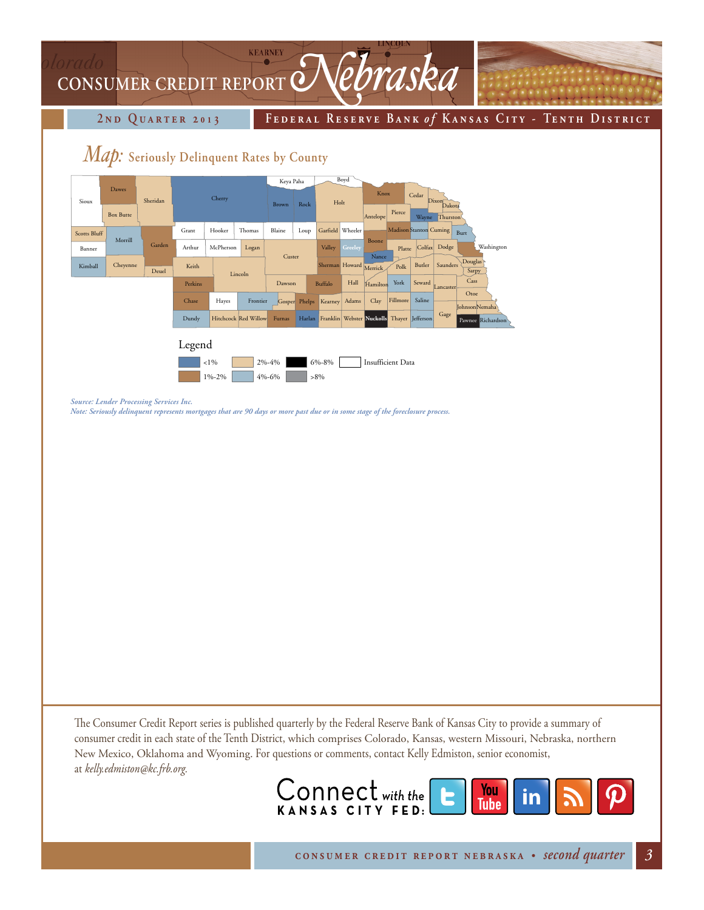## *Map:* Seriously Delinquent Rates by County

Sioux
Dawes
Sheridan
Cherry
Keya Paha
Boyd
Brown
Rock
Holt
Knox
Cedar
Dixon
Dakota
Box Butte
Antelope
Pierce
Wayne
Thurston
Scotts Bluff
Morrill
Garden
Grant
Hooker
Thomas
Blaine
Loup
Garfield
Wheeler
Madison
Stanton
Cuming
Burt
Banner
Arthur
McPherson
Logan
Custer
Valley
Greeley
Boone
Platte
Colfax
Dodge
Washington
Kimball
Cheyenne
Deuel
Keith
Lincoln
Sherman
Howard
Nance
Merrick
Polk
Butler
Saunders
Douglas
Sarpy
Perkins
Dawson
Buffalo
Hall
Hamilton
York
Seward
Lancaster
Cass
Chase
Hayes
Frontier
Gosper
Phelps
Kearney
Adams
Clay
Fillmore
Saline
Otoe
Johnson
Nemaha
Dundy
Hitchcock
Red Willow
Furnas
Harlan
Franklin
Webster
Nuckolls
Thayer
Jefferson
Gage
Pawnee
Richardson

Legend

<1%
1%-2%
2%-4%
4%-6%
6%-8%
>8%
Insufficient Data

*Source: Lender Processing Services Inc.*
*Note: Seriously delinquent represents mortgages that are 90 days or more past due or in some stage of the foreclosure process.*

The Consumer Credit Report series is published quarterly by the Federal Reserve Bank of Kansas City to provide a summary of consumer credit in each state of the Tenth District, which comprises Colorado, Kansas, western Missouri, Nebraska, northern New Mexico, Oklahoma and Wyoming. For questions or comments, contact Kelly Edmiston, senior economist, at *kelly.edmiston@kc.frb.org.*

Connect *with the* KANSAS CITY FED: